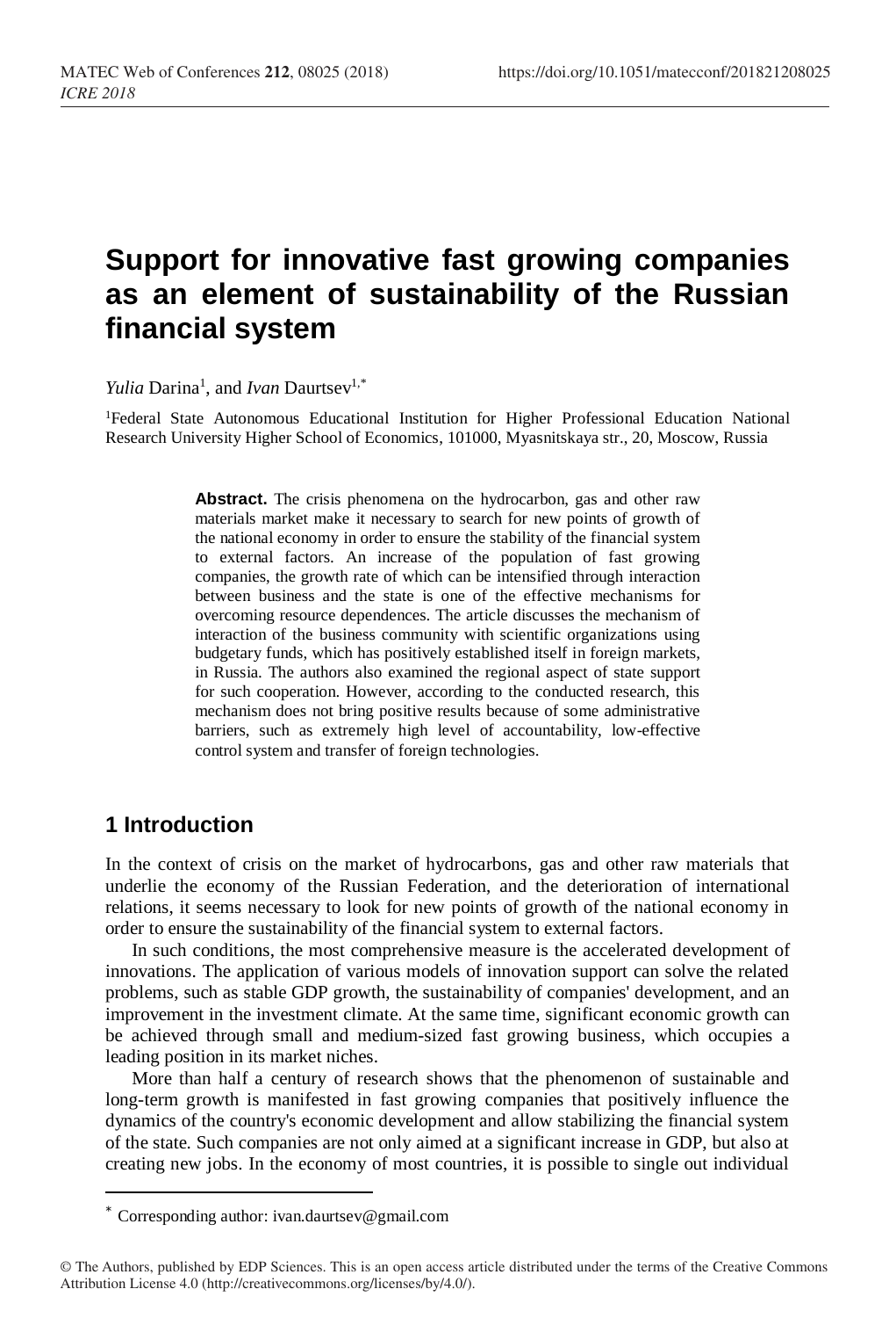# Support for innovative fast growing companies as an element of sustainability of the Russian financial system

*Yulia* Darina[1], and *Ivan* Daurtsev[1,*]

[1]Federal State Autonomous Educational Institution for Higher Professional Education National Research University Higher School of Economics, 101000, Myasnitskaya str., 20, Moscow, Russia

**Abstract.** The crisis phenomena on the hydrocarbon, gas and other raw materials market make it necessary to search for new points of growth of the national economy in order to ensure the stability of the financial system to external factors. An increase of the population of fast growing companies, the growth rate of which can be intensified through interaction between business and the state is one of the effective mechanisms for overcoming resource dependences. The article discusses the mechanism of interaction of the business community with scientific organizations using budgetary funds, which has positively established itself in foreign markets, in Russia. The authors also examined the regional aspect of state support for such cooperation. However, according to the conducted research, this mechanism does not bring positive results because of some administrative barriers, such as extremely high level of accountability, low-effective control system and transfer of foreign technologies.

## 1 Introduction

In the context of crisis on the market of hydrocarbons, gas and other raw materials that underlie the economy of the Russian Federation, and the deterioration of international relations, it seems necessary to look for new points of growth of the national economy in order to ensure the sustainability of the financial system to external factors.

In such conditions, the most comprehensive measure is the accelerated development of innovations. The application of various models of innovation support can solve the related problems, such as stable GDP growth, the sustainability of companies' development, and an improvement in the investment climate. At the same time, significant economic growth can be achieved through small and medium-sized fast growing business, which occupies a leading position in its market niches.

More than half a century of research shows that the phenomenon of sustainable and long-term growth is manifested in fast growing companies that positively influence the dynamics of the country's economic development and allow stabilizing the financial system of the state. Such companies are not only aimed at a significant increase in GDP, but also at creating new jobs. In the economy of most countries, it is possible to single out individual

---

[*] Corresponding author: ivan.daurtsev@gmail.com

© The Authors, published by EDP Sciences. This is an open access article distributed under the terms of the Creative Commons Attribution License 4.0 (http://creativecommons.org/licenses/by/4.0/).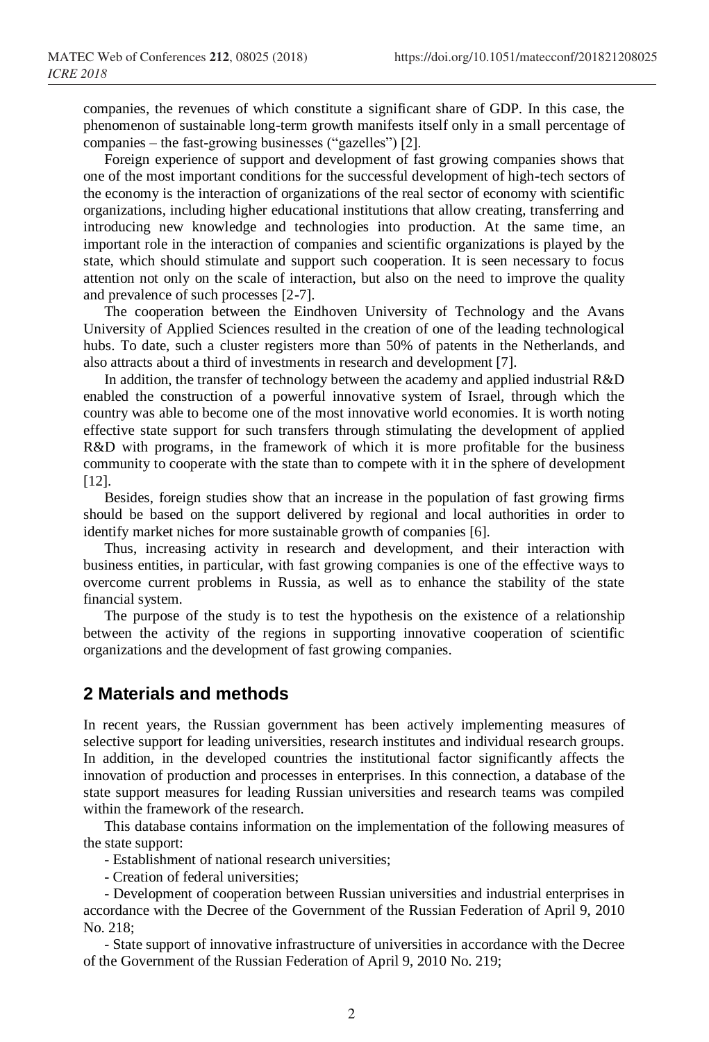companies, the revenues of which constitute a significant share of GDP. In this case, the phenomenon of sustainable long-term growth manifests itself only in a small percentage of companies – the fast-growing businesses ("gazelles") [2].

Foreign experience of support and development of fast growing companies shows that one of the most important conditions for the successful development of high-tech sectors of the economy is the interaction of organizations of the real sector of economy with scientific organizations, including higher educational institutions that allow creating, transferring and introducing new knowledge and technologies into production. At the same time, an important role in the interaction of companies and scientific organizations is played by the state, which should stimulate and support such cooperation. It is seen necessary to focus attention not only on the scale of interaction, but also on the need to improve the quality and prevalence of such processes [2-7].

The cooperation between the Eindhoven University of Technology and the Avans University of Applied Sciences resulted in the creation of one of the leading technological hubs. To date, such a cluster registers more than 50% of patents in the Netherlands, and also attracts about a third of investments in research and development [7].

In addition, the transfer of technology between the academy and applied industrial R&D enabled the construction of a powerful innovative system of Israel, through which the country was able to become one of the most innovative world economies. It is worth noting effective state support for such transfers through stimulating the development of applied R&D with programs, in the framework of which it is more profitable for the business community to cooperate with the state than to compete with it in the sphere of development [12].

Besides, foreign studies show that an increase in the population of fast growing firms should be based on the support delivered by regional and local authorities in order to identify market niches for more sustainable growth of companies [6].

Thus, increasing activity in research and development, and their interaction with business entities, in particular, with fast growing companies is one of the effective ways to overcome current problems in Russia, as well as to enhance the stability of the state financial system.

The purpose of the study is to test the hypothesis on the existence of a relationship between the activity of the regions in supporting innovative cooperation of scientific organizations and the development of fast growing companies.

## 2 Materials and methods

In recent years, the Russian government has been actively implementing measures of selective support for leading universities, research institutes and individual research groups. In addition, in the developed countries the institutional factor significantly affects the innovation of production and processes in enterprises. In this connection, a database of the state support measures for leading Russian universities and research teams was compiled within the framework of the research.

This database contains information on the implementation of the following measures of the state support:

- Establishment of national research universities;
- Creation of federal universities;
- Development of cooperation between Russian universities and industrial enterprises in accordance with the Decree of the Government of the Russian Federation of April 9, 2010 No. 218;
- State support of innovative infrastructure of universities in accordance with the Decree of the Government of the Russian Federation of April 9, 2010 No. 219;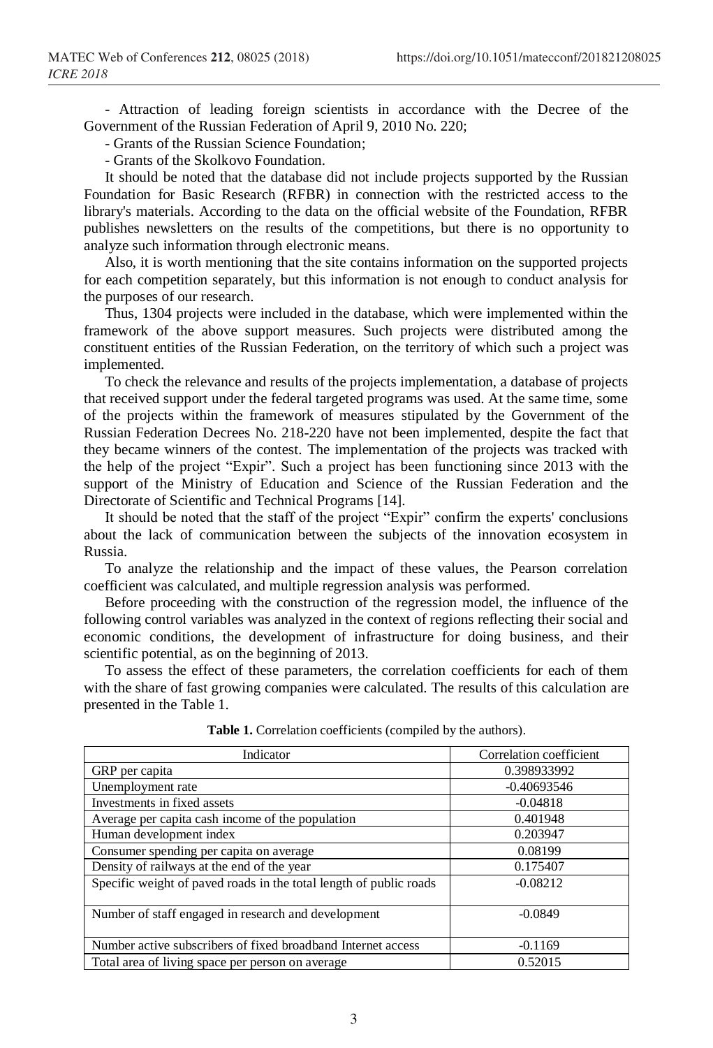- Attraction of leading foreign scientists in accordance with the Decree of the Government of the Russian Federation of April 9, 2010 No. 220;

- Grants of the Russian Science Foundation;

- Grants of the Skolkovo Foundation.

It should be noted that the database did not include projects supported by the Russian Foundation for Basic Research (RFBR) in connection with the restricted access to the library's materials. According to the data on the official website of the Foundation, RFBR publishes newsletters on the results of the competitions, but there is no opportunity to analyze such information through electronic means.

Also, it is worth mentioning that the site contains information on the supported projects for each competition separately, but this information is not enough to conduct analysis for the purposes of our research.

Thus, 1304 projects were included in the database, which were implemented within the framework of the above support measures. Such projects were distributed among the constituent entities of the Russian Federation, on the territory of which such a project was implemented.

To check the relevance and results of the projects implementation, a database of projects that received support under the federal targeted programs was used. At the same time, some of the projects within the framework of measures stipulated by the Government of the Russian Federation Decrees No. 218-220 have not been implemented, despite the fact that they became winners of the contest. The implementation of the projects was tracked with the help of the project "Expir". Such a project has been functioning since 2013 with the support of the Ministry of Education and Science of the Russian Federation and the Directorate of Scientific and Technical Programs [14].

It should be noted that the staff of the project "Expir" confirm the experts' conclusions about the lack of communication between the subjects of the innovation ecosystem in Russia.

To analyze the relationship and the impact of these values, the Pearson correlation coefficient was calculated, and multiple regression analysis was performed.

Before proceeding with the construction of the regression model, the influence of the following control variables was analyzed in the context of regions reflecting their social and economic conditions, the development of infrastructure for doing business, and their scientific potential, as on the beginning of 2013.

To assess the effect of these parameters, the correlation coefficients for each of them with the share of fast growing companies were calculated. The results of this calculation are presented in the Table 1.

**Table 1.** Correlation coefficients (compiled by the authors).

| Indicator | Correlation coefficient |
|---|---|
| GRP per capita | 0.398933992 |
| Unemployment rate | -0.40693546 |
| Investments in fixed assets | -0.04818 |
| Average per capita cash income of the population | 0.401948 |
| Human development index | 0.203947 |
| Consumer spending per capita on average | 0.08199 |
| Density of railways at the end of the year | 0.175407 |
| Specific weight of paved roads in the total length of public roads | -0.08212 |
| Number of staff engaged in research and development | -0.0849 |
| Number active subscribers of fixed broadband Internet access | -0.1169 |
| Total area of living space per person on average | 0.52015 |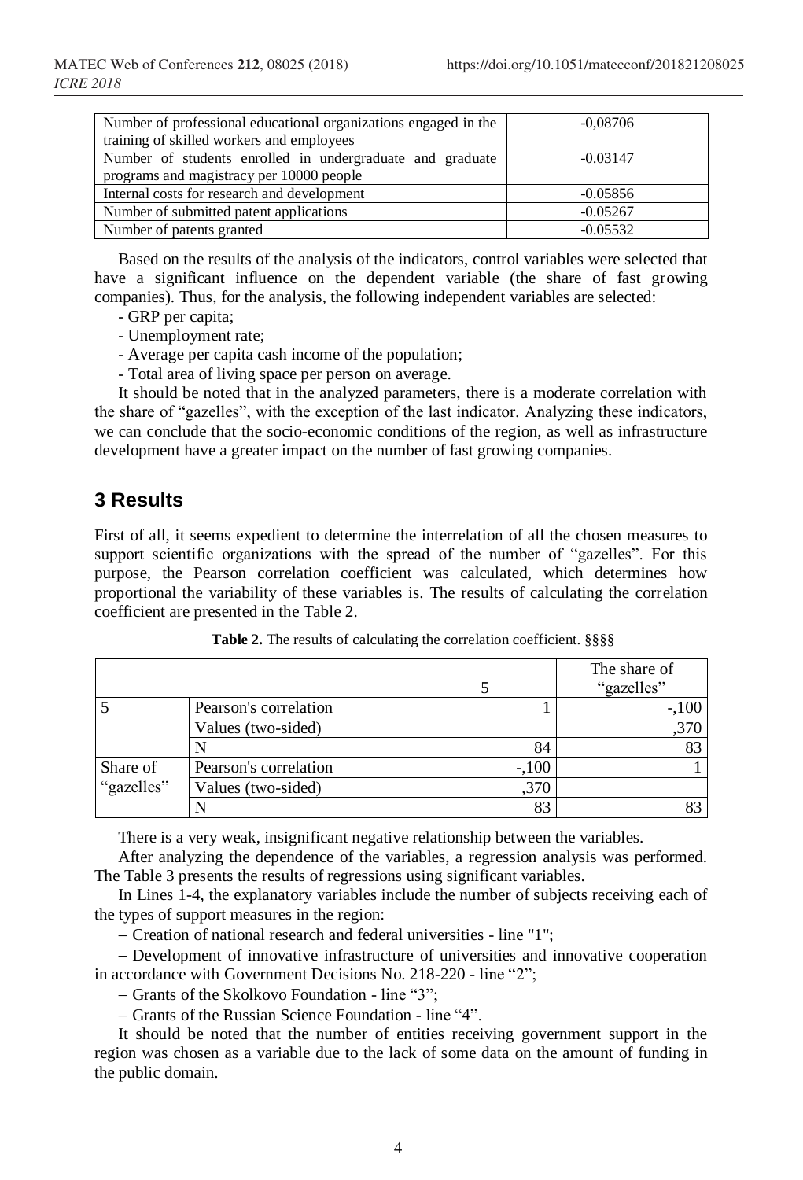| Number of professional educational organizations engaged in the training of skilled workers and employees | -0,08706 |
|---|---|
| Number of students enrolled in undergraduate and graduate programs and magistracy per 10000 people | -0.03147 |
| Internal costs for research and development | -0.05856 |
| Number of submitted patent applications | -0.05267 |
| Number of patents granted | -0.05532 |

Based on the results of the analysis of the indicators, control variables were selected that have a significant influence on the dependent variable (the share of fast growing companies). Thus, for the analysis, the following independent variables are selected:

- GRP per capita;
- Unemployment rate;
- Average per capita cash income of the population;
- Total area of living space per person on average.

It should be noted that in the analyzed parameters, there is a moderate correlation with the share of "gazelles", with the exception of the last indicator. Analyzing these indicators, we can conclude that the socio-economic conditions of the region, as well as infrastructure development have a greater impact on the number of fast growing companies.

## 3 Results

First of all, it seems expedient to determine the interrelation of all the chosen measures to support scientific organizations with the spread of the number of "gazelles". For this purpose, the Pearson correlation coefficient was calculated, which determines how proportional the variability of these variables is. The results of calculating the correlation coefficient are presented in the Table 2.

**Table 2.** The results of calculating the correlation coefficient. §§§§

| | | 5 | The share of "gazelles" |
|---|---|---|---|
| 5 | Pearson's correlation | 1 | -,100 |
| | Values (two-sided) | | ,370 |
| | N | 84 | 83 |
| Share of "gazelles" | Pearson's correlation | -,100 | 1 |
| | Values (two-sided) | ,370 | |
| | N | 83 | 83 |

There is a very weak, insignificant negative relationship between the variables.

After analyzing the dependence of the variables, a regression analysis was performed. The Table 3 presents the results of regressions using significant variables.

In Lines 1-4, the explanatory variables include the number of subjects receiving each of the types of support measures in the region:

- Creation of national research and federal universities - line "1";
- Development of innovative infrastructure of universities and innovative cooperation in accordance with Government Decisions No. 218-220 - line "2";
- Grants of the Skolkovo Foundation - line "3";
- Grants of the Russian Science Foundation - line "4".

It should be noted that the number of entities receiving government support in the region was chosen as a variable due to the lack of some data on the amount of funding in the public domain.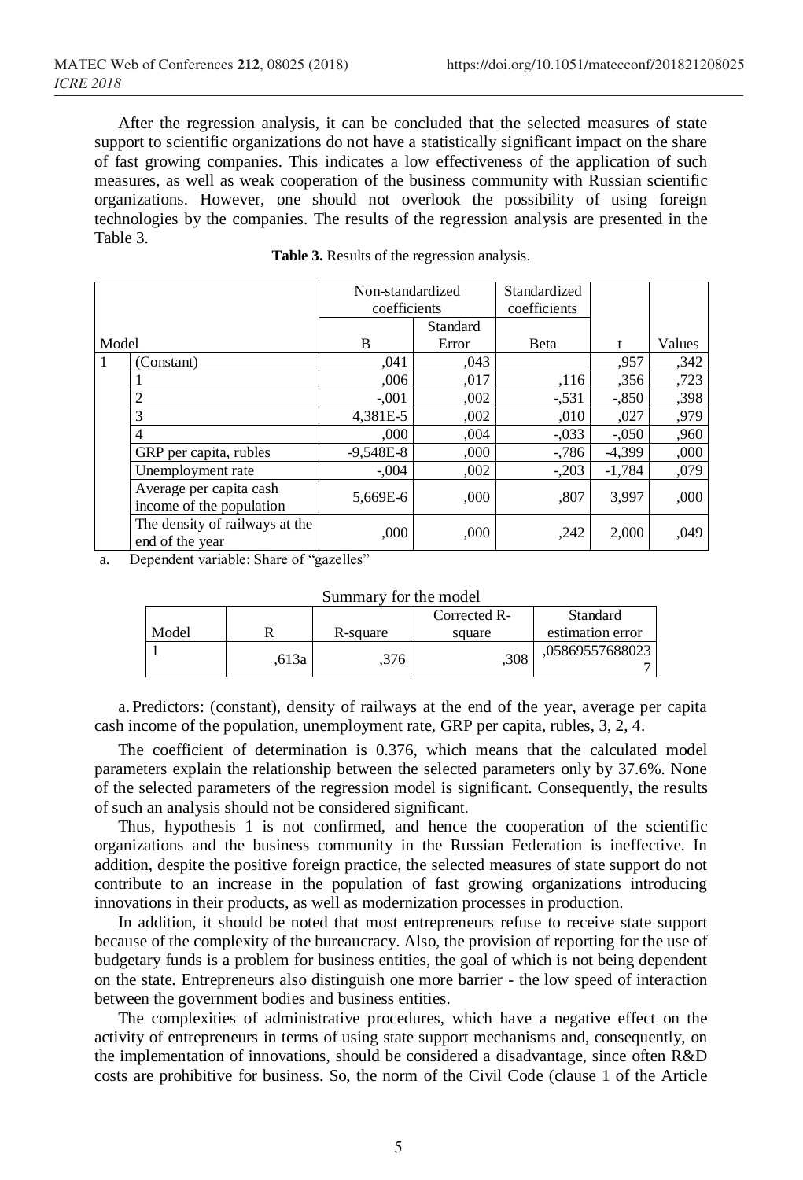After the regression analysis, it can be concluded that the selected measures of state support to scientific organizations do not have a statistically significant impact on the share of fast growing companies. This indicates a low effectiveness of the application of such measures, as well as weak cooperation of the business community with Russian scientific organizations. However, one should not overlook the possibility of using foreign technologies by the companies. The results of the regression analysis are presented in the Table 3.

**Table 3.** Results of the regression analysis.

| Model | | Non-standardized coefficients | | Standardized coefficients | | |
|---|---|---|---|---|---|---|
| | | B | Standard Error | Beta | t | Values |
| 1 | (Constant) | ,041 | ,043 | | ,957 | ,342 |
| | 1 | ,006 | ,017 | ,116 | ,356 | ,723 |
| | 2 | -,001 | ,002 | -,531 | -,850 | ,398 |
| | 3 | 4,381E-5 | ,002 | ,010 | ,027 | ,979 |
| | 4 | ,000 | ,004 | -,033 | -,050 | ,960 |
| | GRP per capita, rubles | -9,548E-8 | ,000 | -,786 | -4,399 | ,000 |
| | Unemployment rate | -,004 | ,002 | -,203 | -1,784 | ,079 |
| | Average per capita cash income of the population | 5,669E-6 | ,000 | ,807 | 3,997 | ,000 |
| | The density of railways at the end of the year | ,000 | ,000 | ,242 | 2,000 | ,049 |

a. Dependent variable: Share of "gazelles"

Summary for the model

| Model | R | R-square | Corrected R-square | Standard estimation error |
|---|---|---|---|---|
| 1 | ,613a | ,376 | ,308 | ,058695576880237 |

a. Predictors: (constant), density of railways at the end of the year, average per capita cash income of the population, unemployment rate, GRP per capita, rubles, 3, 2, 4.

The coefficient of determination is 0.376, which means that the calculated model parameters explain the relationship between the selected parameters only by 37.6%. None of the selected parameters of the regression model is significant. Consequently, the results of such an analysis should not be considered significant.

Thus, hypothesis 1 is not confirmed, and hence the cooperation of the scientific organizations and the business community in the Russian Federation is ineffective. In addition, despite the positive foreign practice, the selected measures of state support do not contribute to an increase in the population of fast growing organizations introducing innovations in their products, as well as modernization processes in production.

In addition, it should be noted that most entrepreneurs refuse to receive state support because of the complexity of the bureaucracy. Also, the provision of reporting for the use of budgetary funds is a problem for business entities, the goal of which is not being dependent on the state. Entrepreneurs also distinguish one more barrier - the low speed of interaction between the government bodies and business entities.

The complexities of administrative procedures, which have a negative effect on the activity of entrepreneurs in terms of using state support mechanisms and, consequently, on the implementation of innovations, should be considered a disadvantage, since often R&D costs are prohibitive for business. So, the norm of the Civil Code (clause 1 of the Article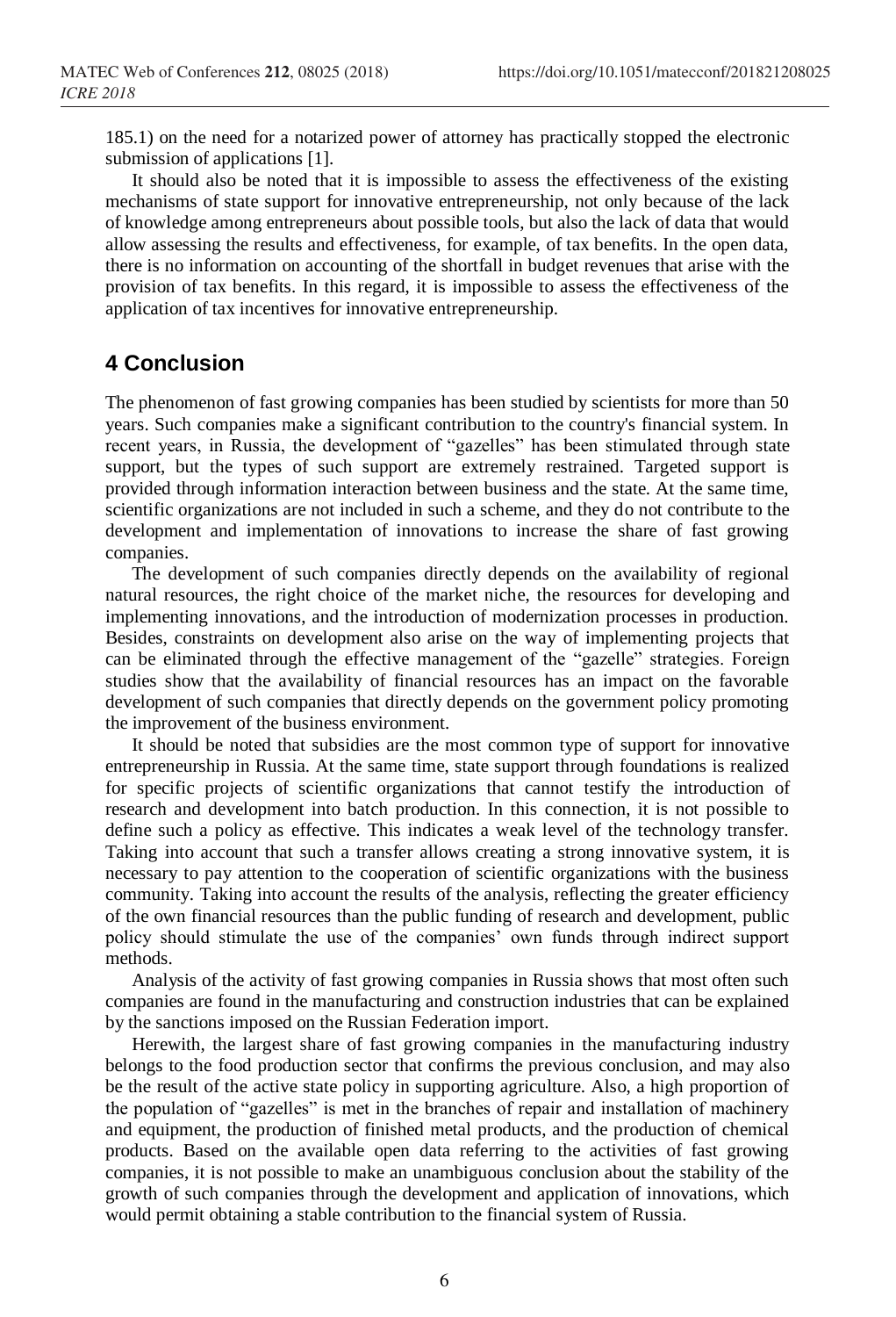185.1) on the need for a notarized power of attorney has practically stopped the electronic submission of applications [1].

It should also be noted that it is impossible to assess the effectiveness of the existing mechanisms of state support for innovative entrepreneurship, not only because of the lack of knowledge among entrepreneurs about possible tools, but also the lack of data that would allow assessing the results and effectiveness, for example, of tax benefits. In the open data, there is no information on accounting of the shortfall in budget revenues that arise with the provision of tax benefits. In this regard, it is impossible to assess the effectiveness of the application of tax incentives for innovative entrepreneurship.

## 4 Conclusion

The phenomenon of fast growing companies has been studied by scientists for more than 50 years. Such companies make a significant contribution to the country's financial system. In recent years, in Russia, the development of "gazelles" has been stimulated through state support, but the types of such support are extremely restrained. Targeted support is provided through information interaction between business and the state. At the same time, scientific organizations are not included in such a scheme, and they do not contribute to the development and implementation of innovations to increase the share of fast growing companies.

The development of such companies directly depends on the availability of regional natural resources, the right choice of the market niche, the resources for developing and implementing innovations, and the introduction of modernization processes in production. Besides, constraints on development also arise on the way of implementing projects that can be eliminated through the effective management of the "gazelle" strategies. Foreign studies show that the availability of financial resources has an impact on the favorable development of such companies that directly depends on the government policy promoting the improvement of the business environment.

It should be noted that subsidies are the most common type of support for innovative entrepreneurship in Russia. At the same time, state support through foundations is realized for specific projects of scientific organizations that cannot testify the introduction of research and development into batch production. In this connection, it is not possible to define such a policy as effective. This indicates a weak level of the technology transfer. Taking into account that such a transfer allows creating a strong innovative system, it is necessary to pay attention to the cooperation of scientific organizations with the business community. Taking into account the results of the analysis, reflecting the greater efficiency of the own financial resources than the public funding of research and development, public policy should stimulate the use of the companies' own funds through indirect support methods.

Analysis of the activity of fast growing companies in Russia shows that most often such companies are found in the manufacturing and construction industries that can be explained by the sanctions imposed on the Russian Federation import.

Herewith, the largest share of fast growing companies in the manufacturing industry belongs to the food production sector that confirms the previous conclusion, and may also be the result of the active state policy in supporting agriculture. Also, a high proportion of the population of "gazelles" is met in the branches of repair and installation of machinery and equipment, the production of finished metal products, and the production of chemical products. Based on the available open data referring to the activities of fast growing companies, it is not possible to make an unambiguous conclusion about the stability of the growth of such companies through the development and application of innovations, which would permit obtaining a stable contribution to the financial system of Russia.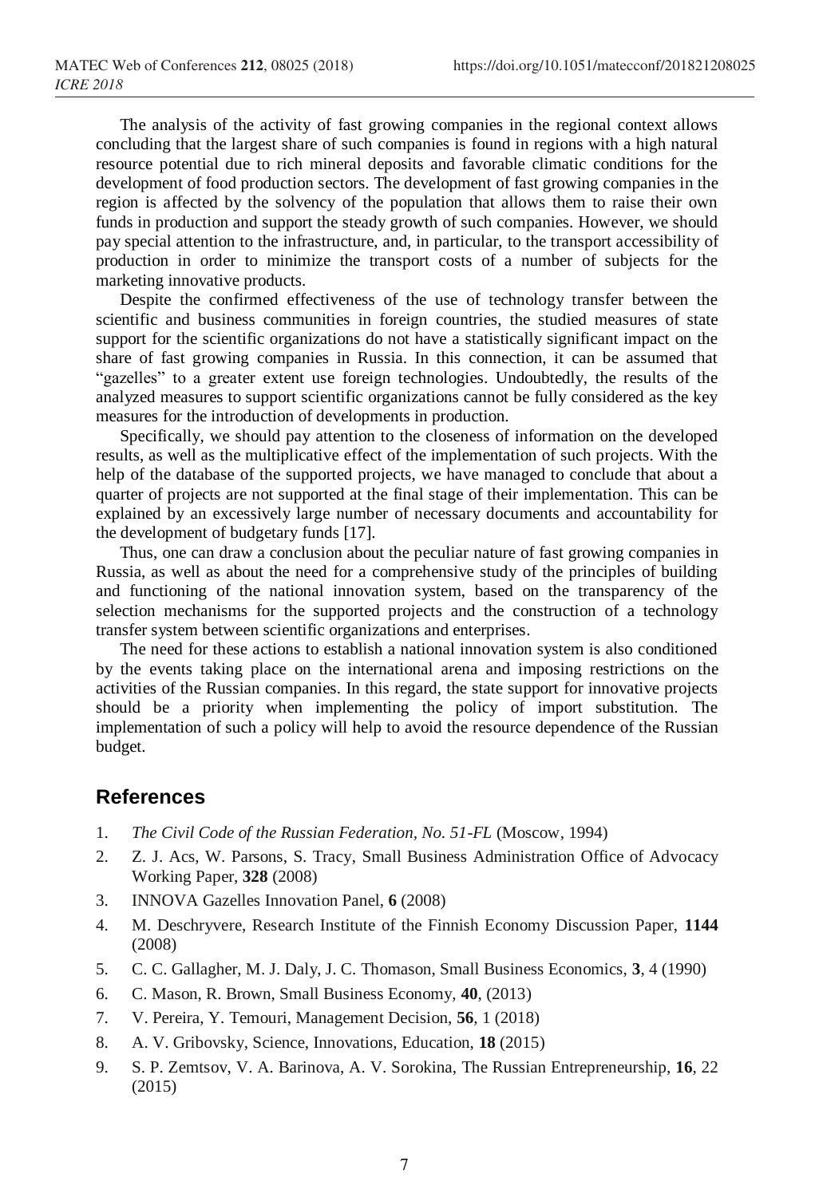The analysis of the activity of fast growing companies in the regional context allows concluding that the largest share of such companies is found in regions with a high natural resource potential due to rich mineral deposits and favorable climatic conditions for the development of food production sectors. The development of fast growing companies in the region is affected by the solvency of the population that allows them to raise their own funds in production and support the steady growth of such companies. However, we should pay special attention to the infrastructure, and, in particular, to the transport accessibility of production in order to minimize the transport costs of a number of subjects for the marketing innovative products.

Despite the confirmed effectiveness of the use of technology transfer between the scientific and business communities in foreign countries, the studied measures of state support for the scientific organizations do not have a statistically significant impact on the share of fast growing companies in Russia. In this connection, it can be assumed that "gazelles" to a greater extent use foreign technologies. Undoubtedly, the results of the analyzed measures to support scientific organizations cannot be fully considered as the key measures for the introduction of developments in production.

Specifically, we should pay attention to the closeness of information on the developed results, as well as the multiplicative effect of the implementation of such projects. With the help of the database of the supported projects, we have managed to conclude that about a quarter of projects are not supported at the final stage of their implementation. This can be explained by an excessively large number of necessary documents and accountability for the development of budgetary funds [17].

Thus, one can draw a conclusion about the peculiar nature of fast growing companies in Russia, as well as about the need for a comprehensive study of the principles of building and functioning of the national innovation system, based on the transparency of the selection mechanisms for the supported projects and the construction of a technology transfer system between scientific organizations and enterprises.

The need for these actions to establish a national innovation system is also conditioned by the events taking place on the international arena and imposing restrictions on the activities of the Russian companies. In this regard, the state support for innovative projects should be a priority when implementing the policy of import substitution. The implementation of such a policy will help to avoid the resource dependence of the Russian budget.

## References

1. *The Civil Code of the Russian Federation, No. 51-FL* (Moscow, 1994)
2. Z. J. Acs, W. Parsons, S. Tracy, Small Business Administration Office of Advocacy Working Paper, **328** (2008)
3. INNOVA Gazelles Innovation Panel, **6** (2008)
4. M. Deschryvere, Research Institute of the Finnish Economy Discussion Paper, **1144** (2008)
5. C. C. Gallagher, M. J. Daly, J. C. Thomason, Small Business Economics, **3**, 4 (1990)
6. C. Mason, R. Brown, Small Business Economy, **40**, (2013)
7. V. Pereira, Y. Temouri, Management Decision, **56**, 1 (2018)
8. A. V. Gribovsky, Science, Innovations, Education, **18** (2015)
9. S. P. Zemtsov, V. A. Barinova, A. V. Sorokina, The Russian Entrepreneurship, **16**, 22 (2015)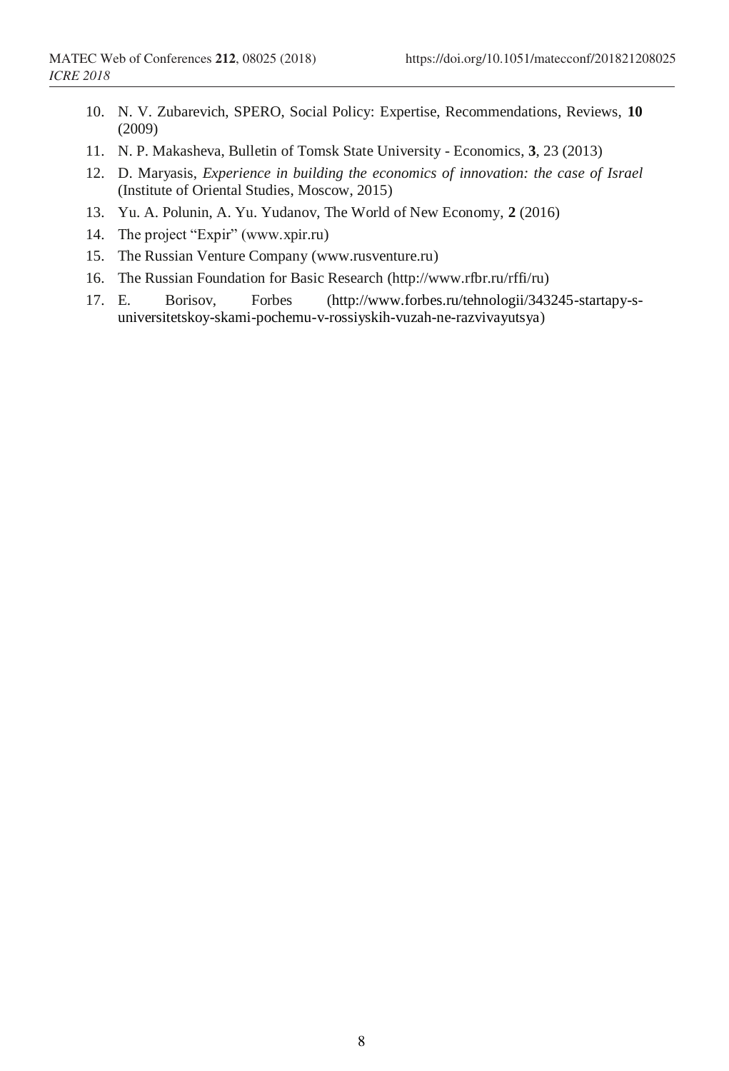10. N. V. Zubarevich, SPERO, Social Policy: Expertise, Recommendations, Reviews, **10** (2009)
11. N. P. Makasheva, Bulletin of Tomsk State University - Economics, **3**, 23 (2013)
12. D. Maryasis, *Experience in building the economics of innovation: the case of Israel* (Institute of Oriental Studies, Moscow, 2015)
13. Yu. A. Polunin, A. Yu. Yudanov, The World of New Economy, **2** (2016)
14. The project "Expir" (www.xpir.ru)
15. The Russian Venture Company (www.rusventure.ru)
16. The Russian Foundation for Basic Research (http://www.rfbr.ru/rffi/ru)
17. E. Borisov, Forbes (http://www.forbes.ru/tehnologii/343245-startapy-s-universitetskoy-skami-pochemu-v-rossiyskih-vuzah-ne-razvivayutsya)